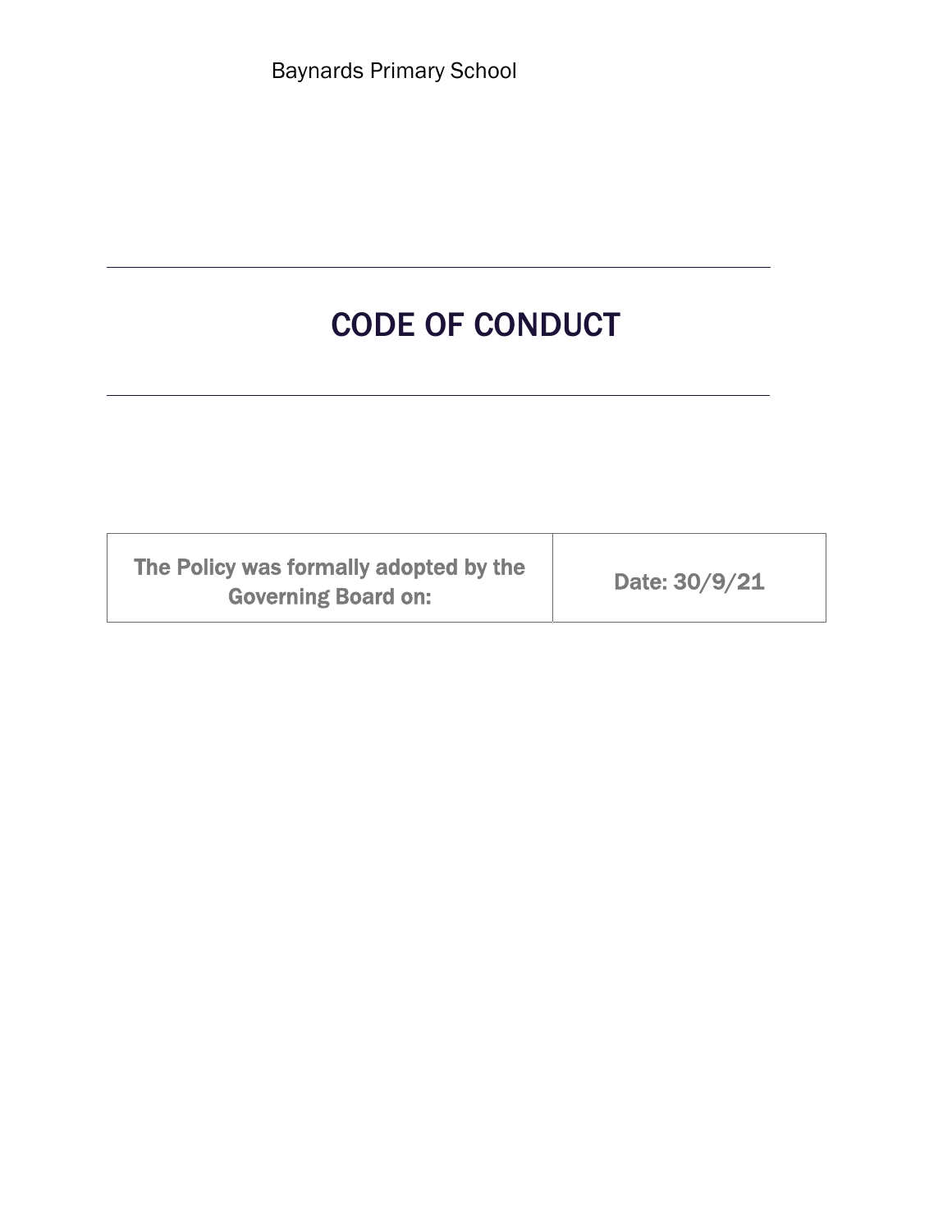Baynards Primary School

---

# CODE OF CONDUCT

---

| The Policy was formally adopted by the Governing Board on: | Date: 30/9/21 |
| --- | --- |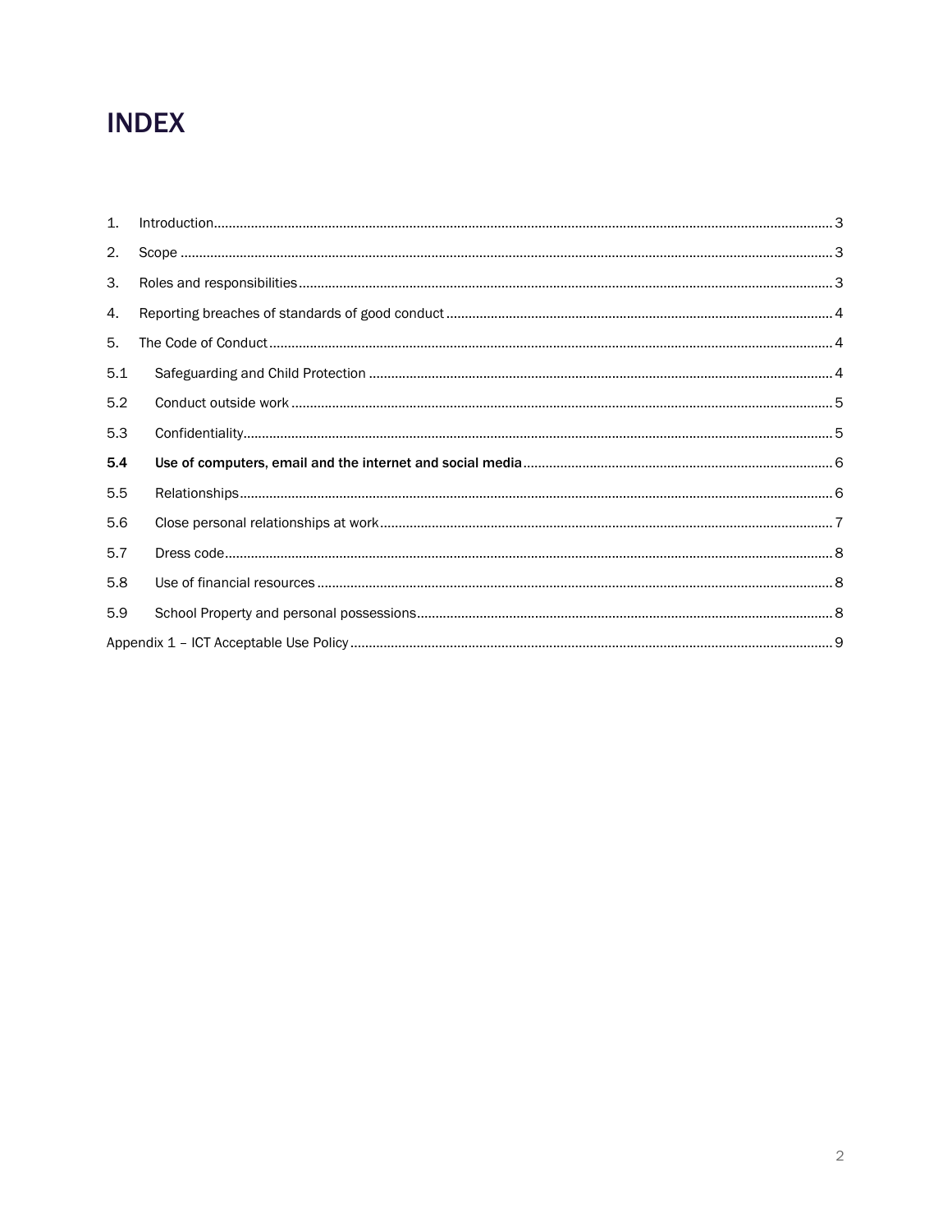# INDEX

| | | |
|---|---|---|
| 1. | Introduction | 3 |
| 2. | Scope | 3 |
| 3. | Roles and responsibilities | 3 |
| 4. | Reporting breaches of standards of good conduct | 4 |
| 5. | The Code of Conduct | 4 |
| 5.1 | Safeguarding and Child Protection | 4 |
| 5.2 | Conduct outside work | 5 |
| 5.3 | Confidentiality | 5 |
| **5.4** | **Use of computers, email and the internet and social media** | 6 |
| 5.5 | Relationships | 6 |
| 5.6 | Close personal relationships at work | 7 |
| 5.7 | Dress code | 8 |
| 5.8 | Use of financial resources | 8 |
| 5.9 | School Property and personal possessions | 8 |
| Appendix 1 – ICT Acceptable Use Policy | | 9 |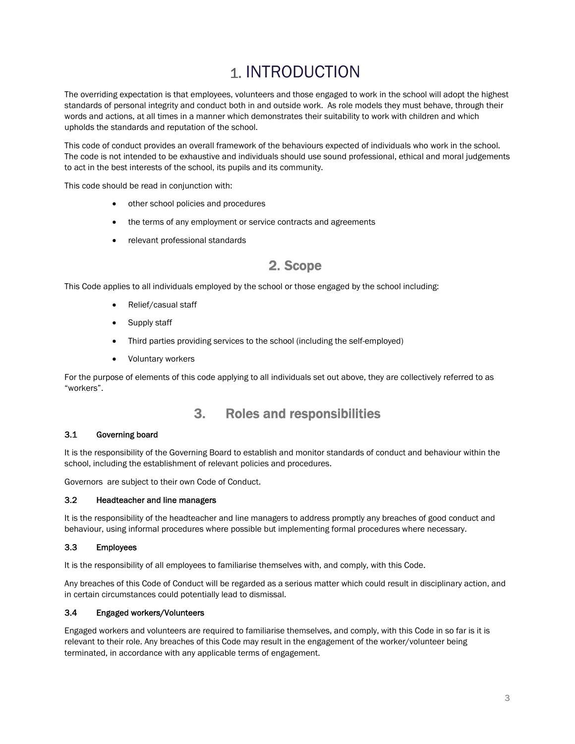# 1. INTRODUCTION

The overriding expectation is that employees, volunteers and those engaged to work in the school will adopt the highest standards of personal integrity and conduct both in and outside work. As role models they must behave, through their words and actions, at all times in a manner which demonstrates their suitability to work with children and which upholds the standards and reputation of the school.

This code of conduct provides an overall framework of the behaviours expected of individuals who work in the school. The code is not intended to be exhaustive and individuals should use sound professional, ethical and moral judgements to act in the best interests of the school, its pupils and its community.

This code should be read in conjunction with:

- other school policies and procedures
- the terms of any employment or service contracts and agreements
- relevant professional standards

## 2. Scope

This Code applies to all individuals employed by the school or those engaged by the school including:

- Relief/casual staff
- Supply staff
- Third parties providing services to the school (including the self-employed)
- Voluntary workers

For the purpose of elements of this code applying to all individuals set out above, they are collectively referred to as "workers".

## 3. Roles and responsibilities

### 3.1 Governing board

It is the responsibility of the Governing Board to establish and monitor standards of conduct and behaviour within the school, including the establishment of relevant policies and procedures.

Governors are subject to their own Code of Conduct.

### 3.2 Headteacher and line managers

It is the responsibility of the headteacher and line managers to address promptly any breaches of good conduct and behaviour, using informal procedures where possible but implementing formal procedures where necessary.

### 3.3 Employees

It is the responsibility of all employees to familiarise themselves with, and comply, with this Code.

Any breaches of this Code of Conduct will be regarded as a serious matter which could result in disciplinary action, and in certain circumstances could potentially lead to dismissal.

### 3.4 Engaged workers/Volunteers

Engaged workers and volunteers are required to familiarise themselves, and comply, with this Code in so far is it is relevant to their role. Any breaches of this Code may result in the engagement of the worker/volunteer being terminated, in accordance with any applicable terms of engagement.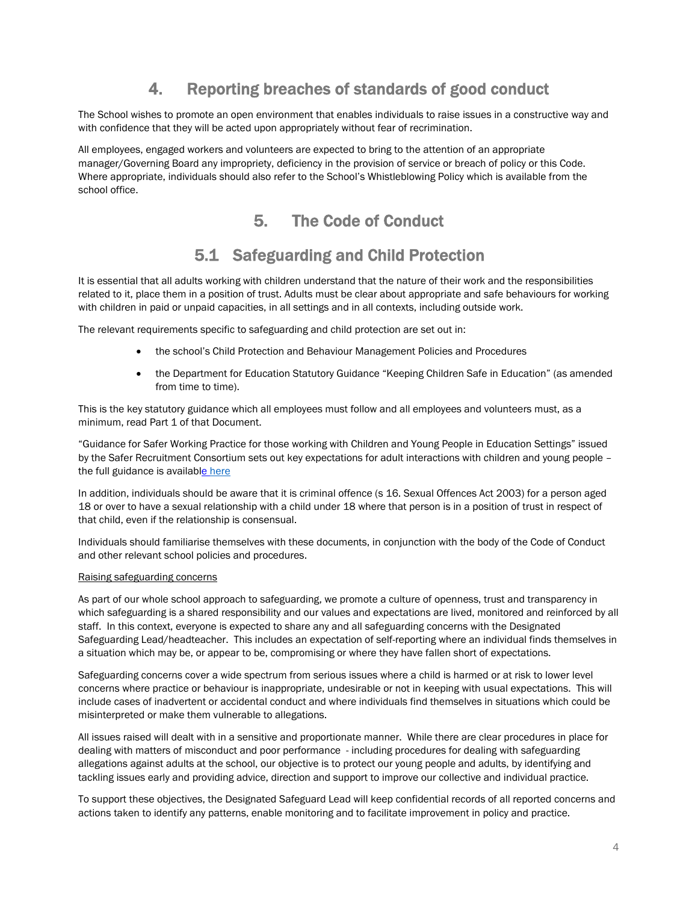# 4. Reporting breaches of standards of good conduct

The School wishes to promote an open environment that enables individuals to raise issues in a constructive way and with confidence that they will be acted upon appropriately without fear of recrimination.

All employees, engaged workers and volunteers are expected to bring to the attention of an appropriate manager/Governing Board any impropriety, deficiency in the provision of service or breach of policy or this Code. Where appropriate, individuals should also refer to the School's Whistleblowing Policy which is available from the school office.

# 5. The Code of Conduct

## 5.1 Safeguarding and Child Protection

It is essential that all adults working with children understand that the nature of their work and the responsibilities related to it, place them in a position of trust. Adults must be clear about appropriate and safe behaviours for working with children in paid or unpaid capacities, in all settings and in all contexts, including outside work.

The relevant requirements specific to safeguarding and child protection are set out in:

- the school's Child Protection and Behaviour Management Policies and Procedures
- the Department for Education Statutory Guidance "Keeping Children Safe in Education" (as amended from time to time).

This is the key statutory guidance which all employees must follow and all employees and volunteers must, as a minimum, read Part 1 of that Document.

"Guidance for Safer Working Practice for those working with Children and Young People in Education Settings" issued by the Safer Recruitment Consortium sets out key expectations for adult interactions with children and young people – the full guidance is available here

In addition, individuals should be aware that it is criminal offence (s 16. Sexual Offences Act 2003) for a person aged 18 or over to have a sexual relationship with a child under 18 where that person is in a position of trust in respect of that child, even if the relationship is consensual.

Individuals should familiarise themselves with these documents, in conjunction with the body of the Code of Conduct and other relevant school policies and procedures.

Raising safeguarding concerns

As part of our whole school approach to safeguarding, we promote a culture of openness, trust and transparency in which safeguarding is a shared responsibility and our values and expectations are lived, monitored and reinforced by all staff. In this context, everyone is expected to share any and all safeguarding concerns with the Designated Safeguarding Lead/headteacher. This includes an expectation of self-reporting where an individual finds themselves in a situation which may be, or appear to be, compromising or where they have fallen short of expectations.

Safeguarding concerns cover a wide spectrum from serious issues where a child is harmed or at risk to lower level concerns where practice or behaviour is inappropriate, undesirable or not in keeping with usual expectations. This will include cases of inadvertent or accidental conduct and where individuals find themselves in situations which could be misinterpreted or make them vulnerable to allegations.

All issues raised will dealt with in a sensitive and proportionate manner. While there are clear procedures in place for dealing with matters of misconduct and poor performance - including procedures for dealing with safeguarding allegations against adults at the school, our objective is to protect our young people and adults, by identifying and tackling issues early and providing advice, direction and support to improve our collective and individual practice.

To support these objectives, the Designated Safeguard Lead will keep confidential records of all reported concerns and actions taken to identify any patterns, enable monitoring and to facilitate improvement in policy and practice.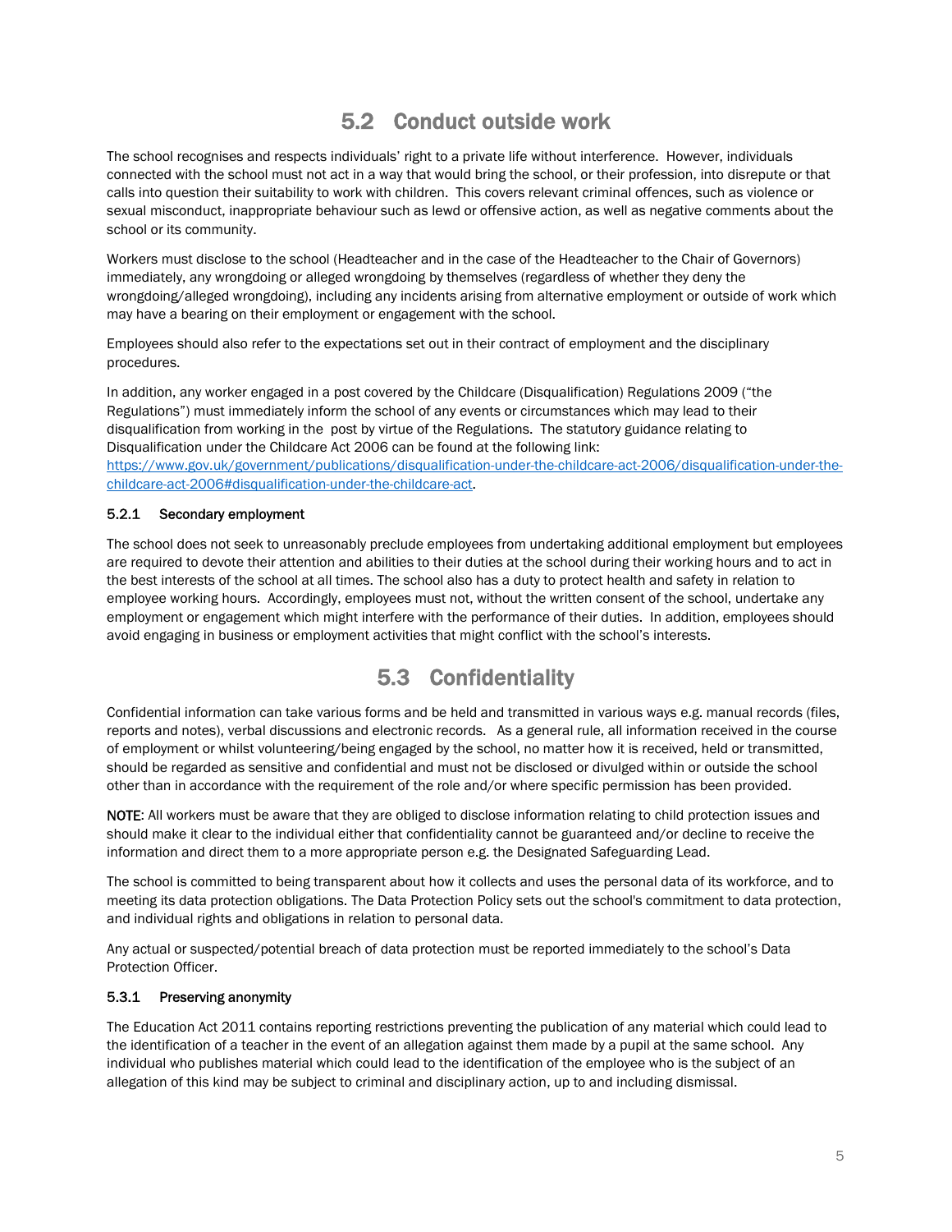## 5.2 Conduct outside work

The school recognises and respects individuals' right to a private life without interference. However, individuals connected with the school must not act in a way that would bring the school, or their profession, into disrepute or that calls into question their suitability to work with children. This covers relevant criminal offences, such as violence or sexual misconduct, inappropriate behaviour such as lewd or offensive action, as well as negative comments about the school or its community.

Workers must disclose to the school (Headteacher and in the case of the Headteacher to the Chair of Governors) immediately, any wrongdoing or alleged wrongdoing by themselves (regardless of whether they deny the wrongdoing/alleged wrongdoing), including any incidents arising from alternative employment or outside of work which may have a bearing on their employment or engagement with the school.

Employees should also refer to the expectations set out in their contract of employment and the disciplinary procedures.

In addition, any worker engaged in a post covered by the Childcare (Disqualification) Regulations 2009 ("the Regulations") must immediately inform the school of any events or circumstances which may lead to their disqualification from working in the post by virtue of the Regulations. The statutory guidance relating to Disqualification under the Childcare Act 2006 can be found at the following link: [https://www.gov.uk/government/publications/disqualification-under-the-childcare-act-2006/disqualification-under-the-childcare-act-2006#disqualification-under-the-childcare-act](https://www.gov.uk/government/publications/disqualification-under-the-childcare-act-2006/disqualification-under-the-childcare-act-2006#disqualification-under-the-childcare-act).

### 5.2.1 Secondary employment

The school does not seek to unreasonably preclude employees from undertaking additional employment but employees are required to devote their attention and abilities to their duties at the school during their working hours and to act in the best interests of the school at all times. The school also has a duty to protect health and safety in relation to employee working hours. Accordingly, employees must not, without the written consent of the school, undertake any employment or engagement which might interfere with the performance of their duties. In addition, employees should avoid engaging in business or employment activities that might conflict with the school's interests.

## 5.3 Confidentiality

Confidential information can take various forms and be held and transmitted in various ways e.g. manual records (files, reports and notes), verbal discussions and electronic records. As a general rule, all information received in the course of employment or whilst volunteering/being engaged by the school, no matter how it is received, held or transmitted, should be regarded as sensitive and confidential and must not be disclosed or divulged within or outside the school other than in accordance with the requirement of the role and/or where specific permission has been provided.

**NOTE**: All workers must be aware that they are obliged to disclose information relating to child protection issues and should make it clear to the individual either that confidentiality cannot be guaranteed and/or decline to receive the information and direct them to a more appropriate person e.g. the Designated Safeguarding Lead.

The school is committed to being transparent about how it collects and uses the personal data of its workforce, and to meeting its data protection obligations. The Data Protection Policy sets out the school's commitment to data protection, and individual rights and obligations in relation to personal data.

Any actual or suspected/potential breach of data protection must be reported immediately to the school's Data Protection Officer.

### 5.3.1 Preserving anonymity

The Education Act 2011 contains reporting restrictions preventing the publication of any material which could lead to the identification of a teacher in the event of an allegation against them made by a pupil at the same school. Any individual who publishes material which could lead to the identification of the employee who is the subject of an allegation of this kind may be subject to criminal and disciplinary action, up to and including dismissal.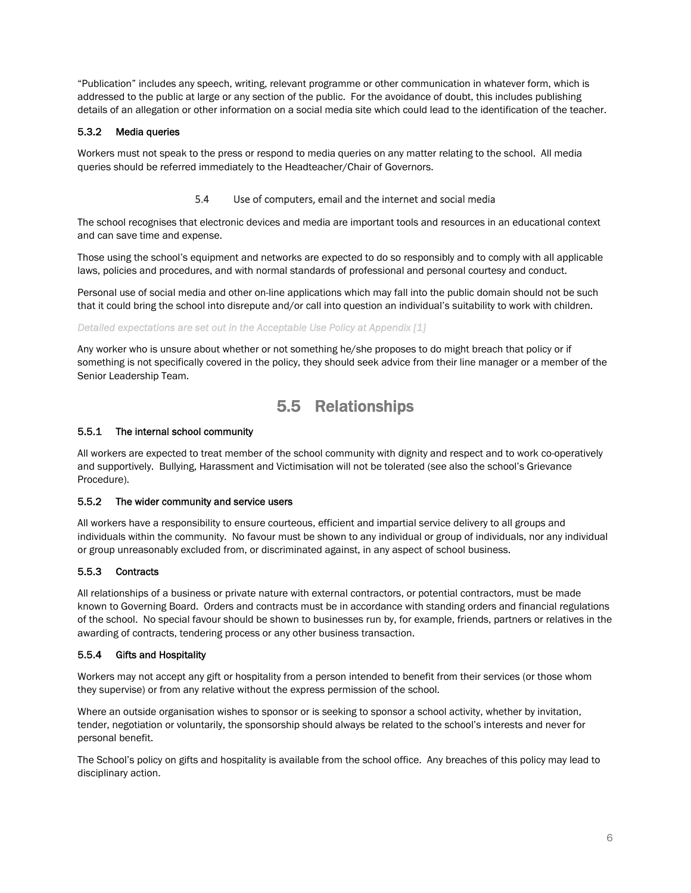"Publication" includes any speech, writing, relevant programme or other communication in whatever form, which is addressed to the public at large or any section of the public. For the avoidance of doubt, this includes publishing details of an allegation or other information on a social media site which could lead to the identification of the teacher.

#### 5.3.2 Media queries

Workers must not speak to the press or respond to media queries on any matter relating to the school. All media queries should be referred immediately to the Headteacher/Chair of Governors.

### 5.4 Use of computers, email and the internet and social media

The school recognises that electronic devices and media are important tools and resources in an educational context and can save time and expense.

Those using the school's equipment and networks are expected to do so responsibly and to comply with all applicable laws, policies and procedures, and with normal standards of professional and personal courtesy and conduct.

Personal use of social media and other on-line applications which may fall into the public domain should not be such that it could bring the school into disrepute and/or call into question an individual's suitability to work with children.

*Detailed expectations are set out in the Acceptable Use Policy at Appendix [1]*

Any worker who is unsure about whether or not something he/she proposes to do might breach that policy or if something is not specifically covered in the policy, they should seek advice from their line manager or a member of the Senior Leadership Team.

## 5.5 Relationships

#### 5.5.1 The internal school community

All workers are expected to treat member of the school community with dignity and respect and to work co-operatively and supportively. Bullying, Harassment and Victimisation will not be tolerated (see also the school's Grievance Procedure).

#### 5.5.2 The wider community and service users

All workers have a responsibility to ensure courteous, efficient and impartial service delivery to all groups and individuals within the community. No favour must be shown to any individual or group of individuals, nor any individual or group unreasonably excluded from, or discriminated against, in any aspect of school business.

#### 5.5.3 Contracts

All relationships of a business or private nature with external contractors, or potential contractors, must be made known to Governing Board. Orders and contracts must be in accordance with standing orders and financial regulations of the school. No special favour should be shown to businesses run by, for example, friends, partners or relatives in the awarding of contracts, tendering process or any other business transaction.

#### 5.5.4 Gifts and Hospitality

Workers may not accept any gift or hospitality from a person intended to benefit from their services (or those whom they supervise) or from any relative without the express permission of the school.

Where an outside organisation wishes to sponsor or is seeking to sponsor a school activity, whether by invitation, tender, negotiation or voluntarily, the sponsorship should always be related to the school's interests and never for personal benefit.

The School's policy on gifts and hospitality is available from the school office. Any breaches of this policy may lead to disciplinary action.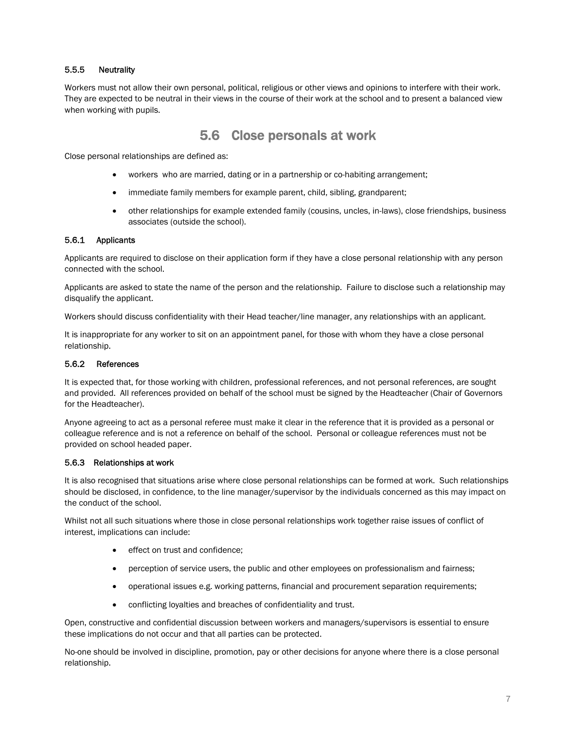#### 5.5.5 Neutrality

Workers must not allow their own personal, political, religious or other views and opinions to interfere with their work. They are expected to be neutral in their views in the course of their work at the school and to present a balanced view when working with pupils.

## 5.6 Close personals at work

Close personal relationships are defined as:

- workers  who are married, dating or in a partnership or co-habiting arrangement;
- immediate family members for example parent, child, sibling, grandparent;
- other relationships for example extended family (cousins, uncles, in-laws), close friendships, business associates (outside the school).

#### 5.6.1 Applicants

Applicants are required to disclose on their application form if they have a close personal relationship with any person connected with the school.

Applicants are asked to state the name of the person and the relationship.  Failure to disclose such a relationship may disqualify the applicant.

Workers should discuss confidentiality with their Head teacher/line manager, any relationships with an applicant.

It is inappropriate for any worker to sit on an appointment panel, for those with whom they have a close personal relationship.

#### 5.6.2 References

It is expected that, for those working with children, professional references, and not personal references, are sought and provided.  All references provided on behalf of the school must be signed by the Headteacher (Chair of Governors for the Headteacher).

Anyone agreeing to act as a personal referee must make it clear in the reference that it is provided as a personal or colleague reference and is not a reference on behalf of the school.  Personal or colleague references must not be provided on school headed paper.

#### 5.6.3 Relationships at work

It is also recognised that situations arise where close personal relationships can be formed at work.  Such relationships should be disclosed, in confidence, to the line manager/supervisor by the individuals concerned as this may impact on the conduct of the school.

Whilst not all such situations where those in close personal relationships work together raise issues of conflict of interest, implications can include:

- effect on trust and confidence;
- perception of service users, the public and other employees on professionalism and fairness;
- operational issues e.g. working patterns, financial and procurement separation requirements;
- conflicting loyalties and breaches of confidentiality and trust.

Open, constructive and confidential discussion between workers and managers/supervisors is essential to ensure these implications do not occur and that all parties can be protected.

No-one should be involved in discipline, promotion, pay or other decisions for anyone where there is a close personal relationship.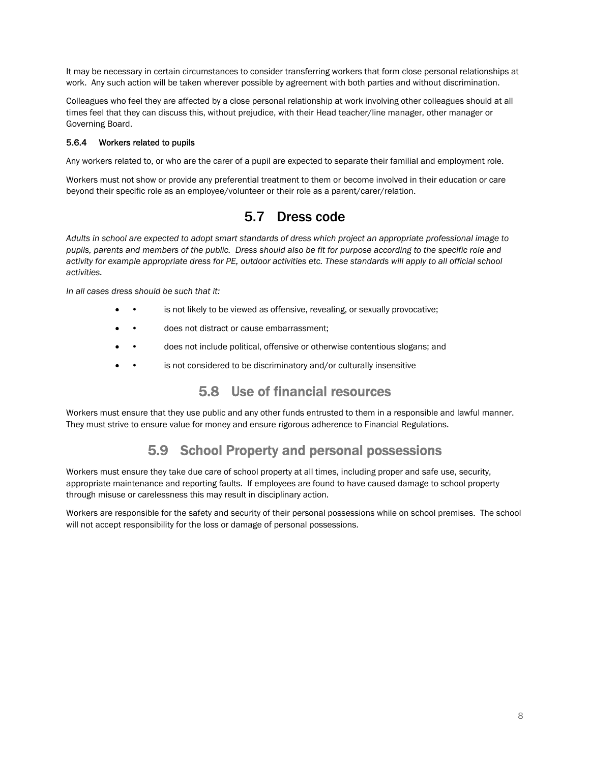It may be necessary in certain circumstances to consider transferring workers that form close personal relationships at work. Any such action will be taken wherever possible by agreement with both parties and without discrimination.

Colleagues who feel they are affected by a close personal relationship at work involving other colleagues should at all times feel that they can discuss this, without prejudice, with their Head teacher/line manager, other manager or Governing Board.

#### 5.6.4 Workers related to pupils

Any workers related to, or who are the carer of a pupil are expected to separate their familial and employment role.

Workers must not show or provide any preferential treatment to them or become involved in their education or care beyond their specific role as an employee/volunteer or their role as a parent/carer/relation.

## 5.7 Dress code

*Adults in school are expected to adopt smart standards of dress which project an appropriate professional image to pupils, parents and members of the public. Dress should also be fit for purpose according to the specific role and activity for example appropriate dress for PE, outdoor activities etc. These standards will apply to all official school activities.*

*In all cases dress should be such that it:*

- • is not likely to be viewed as offensive, revealing, or sexually provocative;
- • does not distract or cause embarrassment;
- • does not include political, offensive or otherwise contentious slogans; and
- • is not considered to be discriminatory and/or culturally insensitive

## 5.8 Use of financial resources

Workers must ensure that they use public and any other funds entrusted to them in a responsible and lawful manner. They must strive to ensure value for money and ensure rigorous adherence to Financial Regulations.

## 5.9 School Property and personal possessions

Workers must ensure they take due care of school property at all times, including proper and safe use, security, appropriate maintenance and reporting faults. If employees are found to have caused damage to school property through misuse or carelessness this may result in disciplinary action.

Workers are responsible for the safety and security of their personal possessions while on school premises. The school will not accept responsibility for the loss or damage of personal possessions.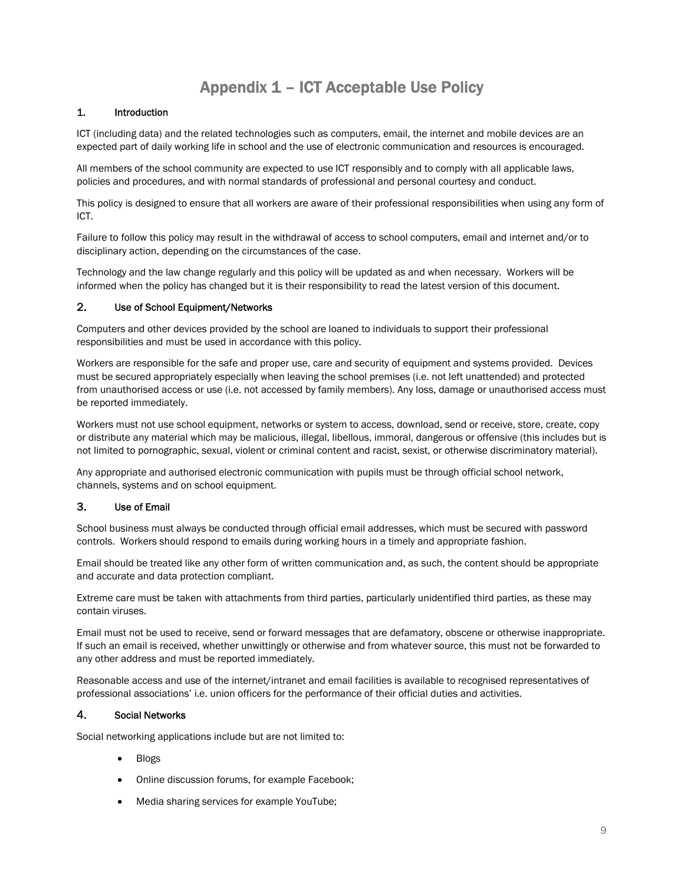# Appendix 1 – ICT Acceptable Use Policy

## 1. Introduction

ICT (including data) and the related technologies such as computers, email, the internet and mobile devices are an expected part of daily working life in school and the use of electronic communication and resources is encouraged.

All members of the school community are expected to use ICT responsibly and to comply with all applicable laws, policies and procedures, and with normal standards of professional and personal courtesy and conduct.

This policy is designed to ensure that all workers are aware of their professional responsibilities when using any form of ICT.

Failure to follow this policy may result in the withdrawal of access to school computers, email and internet and/or to disciplinary action, depending on the circumstances of the case.

Technology and the law change regularly and this policy will be updated as and when necessary. Workers will be informed when the policy has changed but it is their responsibility to read the latest version of this document.

## 2. Use of School Equipment/Networks

Computers and other devices provided by the school are loaned to individuals to support their professional responsibilities and must be used in accordance with this policy.

Workers are responsible for the safe and proper use, care and security of equipment and systems provided. Devices must be secured appropriately especially when leaving the school premises (i.e. not left unattended) and protected from unauthorised access or use (i.e. not accessed by family members). Any loss, damage or unauthorised access must be reported immediately.

Workers must not use school equipment, networks or system to access, download, send or receive, store, create, copy or distribute any material which may be malicious, illegal, libellous, immoral, dangerous or offensive (this includes but is not limited to pornographic, sexual, violent or criminal content and racist, sexist, or otherwise discriminatory material).

Any appropriate and authorised electronic communication with pupils must be through official school network, channels, systems and on school equipment.

## 3. Use of Email

School business must always be conducted through official email addresses, which must be secured with password controls. Workers should respond to emails during working hours in a timely and appropriate fashion.

Email should be treated like any other form of written communication and, as such, the content should be appropriate and accurate and data protection compliant.

Extreme care must be taken with attachments from third parties, particularly unidentified third parties, as these may contain viruses.

Email must not be used to receive, send or forward messages that are defamatory, obscene or otherwise inappropriate. If such an email is received, whether unwittingly or otherwise and from whatever source, this must not be forwarded to any other address and must be reported immediately.

Reasonable access and use of the internet/intranet and email facilities is available to recognised representatives of professional associations' i.e. union officers for the performance of their official duties and activities.

## 4. Social Networks

Social networking applications include but are not limited to:

- Blogs
- Online discussion forums, for example Facebook;
- Media sharing services for example YouTube;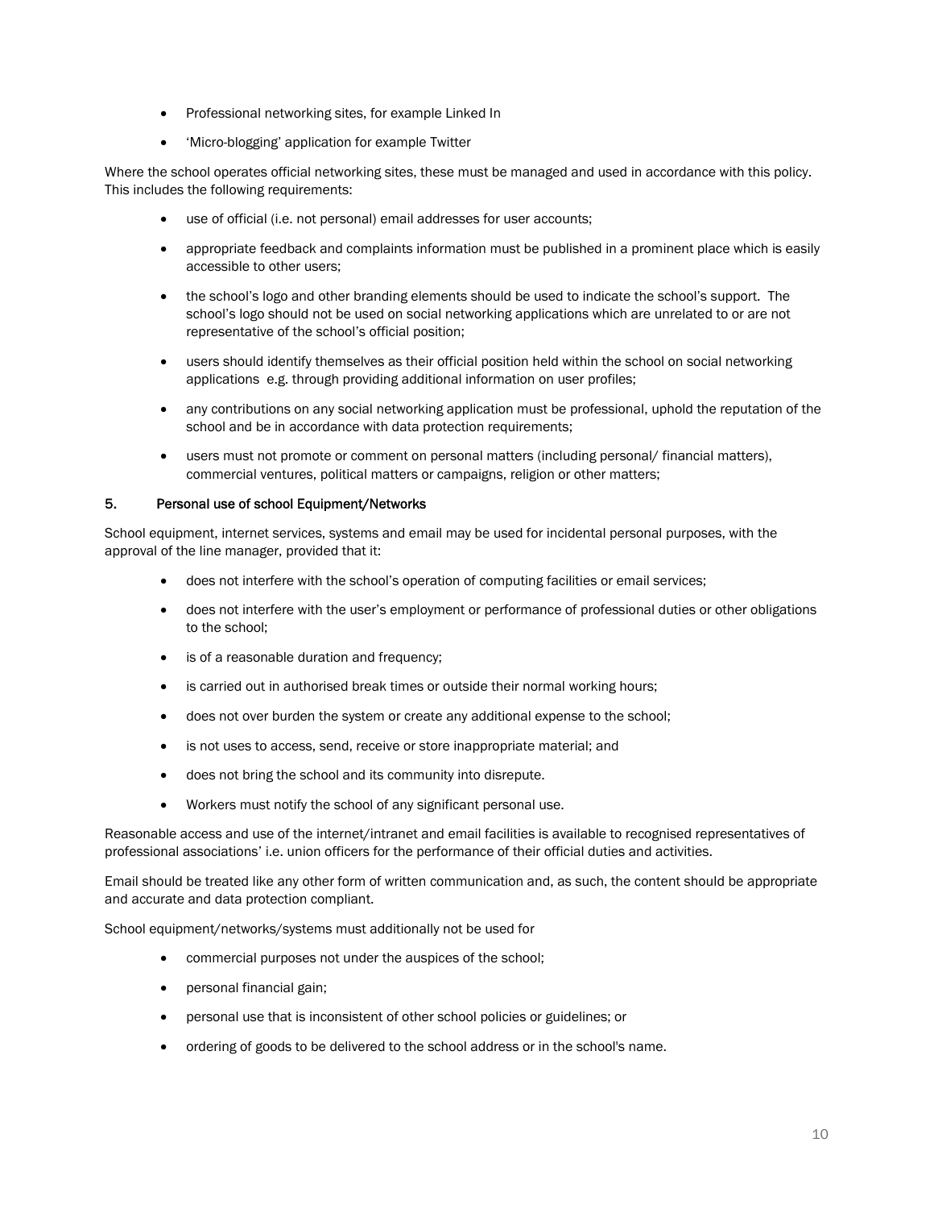- Professional networking sites, for example Linked In
- 'Micro-blogging' application for example Twitter

Where the school operates official networking sites, these must be managed and used in accordance with this policy. This includes the following requirements:

- use of official (i.e. not personal) email addresses for user accounts;
- appropriate feedback and complaints information must be published in a prominent place which is easily accessible to other users;
- the school's logo and other branding elements should be used to indicate the school's support. The school's logo should not be used on social networking applications which are unrelated to or are not representative of the school's official position;
- users should identify themselves as their official position held within the school on social networking applications e.g. through providing additional information on user profiles;
- any contributions on any social networking application must be professional, uphold the reputation of the school and be in accordance with data protection requirements;
- users must not promote or comment on personal matters (including personal/ financial matters), commercial ventures, political matters or campaigns, religion or other matters;

## 5. Personal use of school Equipment/Networks

School equipment, internet services, systems and email may be used for incidental personal purposes, with the approval of the line manager, provided that it:

- does not interfere with the school's operation of computing facilities or email services;
- does not interfere with the user's employment or performance of professional duties or other obligations to the school;
- is of a reasonable duration and frequency;
- is carried out in authorised break times or outside their normal working hours;
- does not over burden the system or create any additional expense to the school;
- is not uses to access, send, receive or store inappropriate material; and
- does not bring the school and its community into disrepute.
- Workers must notify the school of any significant personal use.

Reasonable access and use of the internet/intranet and email facilities is available to recognised representatives of professional associations' i.e. union officers for the performance of their official duties and activities.

Email should be treated like any other form of written communication and, as such, the content should be appropriate and accurate and data protection compliant.

School equipment/networks/systems must additionally not be used for

- commercial purposes not under the auspices of the school;
- personal financial gain;
- personal use that is inconsistent of other school policies or guidelines; or
- ordering of goods to be delivered to the school address or in the school's name.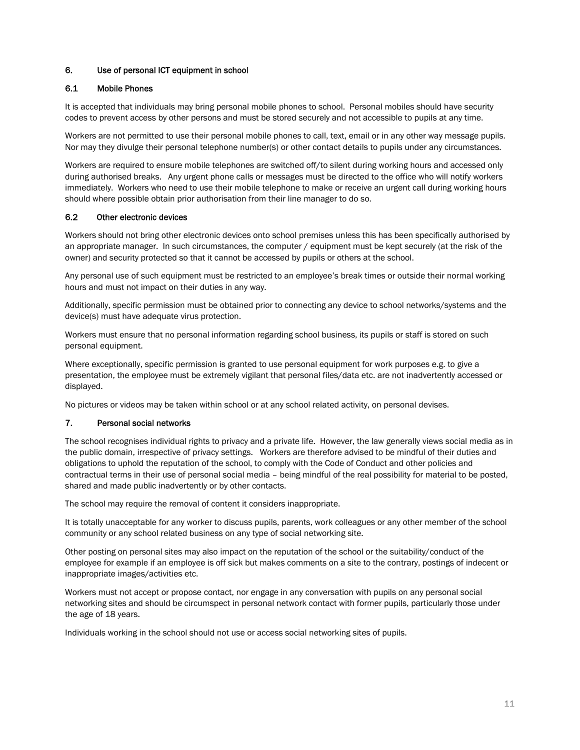## 6. Use of personal ICT equipment in school

### 6.1 Mobile Phones

It is accepted that individuals may bring personal mobile phones to school. Personal mobiles should have security codes to prevent access by other persons and must be stored securely and not accessible to pupils at any time.

Workers are not permitted to use their personal mobile phones to call, text, email or in any other way message pupils. Nor may they divulge their personal telephone number(s) or other contact details to pupils under any circumstances.

Workers are required to ensure mobile telephones are switched off/to silent during working hours and accessed only during authorised breaks. Any urgent phone calls or messages must be directed to the office who will notify workers immediately. Workers who need to use their mobile telephone to make or receive an urgent call during working hours should where possible obtain prior authorisation from their line manager to do so.

### 6.2 Other electronic devices

Workers should not bring other electronic devices onto school premises unless this has been specifically authorised by an appropriate manager. In such circumstances, the computer / equipment must be kept securely (at the risk of the owner) and security protected so that it cannot be accessed by pupils or others at the school.

Any personal use of such equipment must be restricted to an employee's break times or outside their normal working hours and must not impact on their duties in any way.

Additionally, specific permission must be obtained prior to connecting any device to school networks/systems and the device(s) must have adequate virus protection.

Workers must ensure that no personal information regarding school business, its pupils or staff is stored on such personal equipment.

Where exceptionally, specific permission is granted to use personal equipment for work purposes e.g. to give a presentation, the employee must be extremely vigilant that personal files/data etc. are not inadvertently accessed or displayed.

No pictures or videos may be taken within school or at any school related activity, on personal devises.

## 7. Personal social networks

The school recognises individual rights to privacy and a private life. However, the law generally views social media as in the public domain, irrespective of privacy settings. Workers are therefore advised to be mindful of their duties and obligations to uphold the reputation of the school, to comply with the Code of Conduct and other policies and contractual terms in their use of personal social media – being mindful of the real possibility for material to be posted, shared and made public inadvertently or by other contacts.

The school may require the removal of content it considers inappropriate.

It is totally unacceptable for any worker to discuss pupils, parents, work colleagues or any other member of the school community or any school related business on any type of social networking site.

Other posting on personal sites may also impact on the reputation of the school or the suitability/conduct of the employee for example if an employee is off sick but makes comments on a site to the contrary, postings of indecent or inappropriate images/activities etc.

Workers must not accept or propose contact, nor engage in any conversation with pupils on any personal social networking sites and should be circumspect in personal network contact with former pupils, particularly those under the age of 18 years.

Individuals working in the school should not use or access social networking sites of pupils.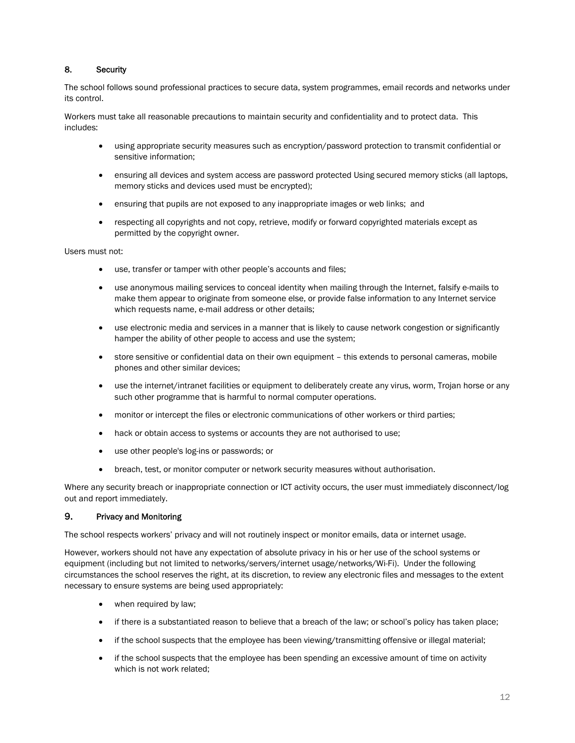## 8. Security

The school follows sound professional practices to secure data, system programmes, email records and networks under its control.

Workers must take all reasonable precautions to maintain security and confidentiality and to protect data. This includes:

- using appropriate security measures such as encryption/password protection to transmit confidential or sensitive information;
- ensuring all devices and system access are password protected Using secured memory sticks (all laptops, memory sticks and devices used must be encrypted);
- ensuring that pupils are not exposed to any inappropriate images or web links; and
- respecting all copyrights and not copy, retrieve, modify or forward copyrighted materials except as permitted by the copyright owner.

Users must not:

- use, transfer or tamper with other people's accounts and files;
- use anonymous mailing services to conceal identity when mailing through the Internet, falsify e-mails to make them appear to originate from someone else, or provide false information to any Internet service which requests name, e-mail address or other details;
- use electronic media and services in a manner that is likely to cause network congestion or significantly hamper the ability of other people to access and use the system;
- store sensitive or confidential data on their own equipment – this extends to personal cameras, mobile phones and other similar devices;
- use the internet/intranet facilities or equipment to deliberately create any virus, worm, Trojan horse or any such other programme that is harmful to normal computer operations.
- monitor or intercept the files or electronic communications of other workers or third parties;
- hack or obtain access to systems or accounts they are not authorised to use;
- use other people's log-ins or passwords; or
- breach, test, or monitor computer or network security measures without authorisation.

Where any security breach or inappropriate connection or ICT activity occurs, the user must immediately disconnect/log out and report immediately.

## 9. Privacy and Monitoring

The school respects workers' privacy and will not routinely inspect or monitor emails, data or internet usage.

However, workers should not have any expectation of absolute privacy in his or her use of the school systems or equipment (including but not limited to networks/servers/internet usage/networks/Wi-Fi). Under the following circumstances the school reserves the right, at its discretion, to review any electronic files and messages to the extent necessary to ensure systems are being used appropriately:

- when required by law;
- if there is a substantiated reason to believe that a breach of the law; or school's policy has taken place;
- if the school suspects that the employee has been viewing/transmitting offensive or illegal material;
- if the school suspects that the employee has been spending an excessive amount of time on activity which is not work related;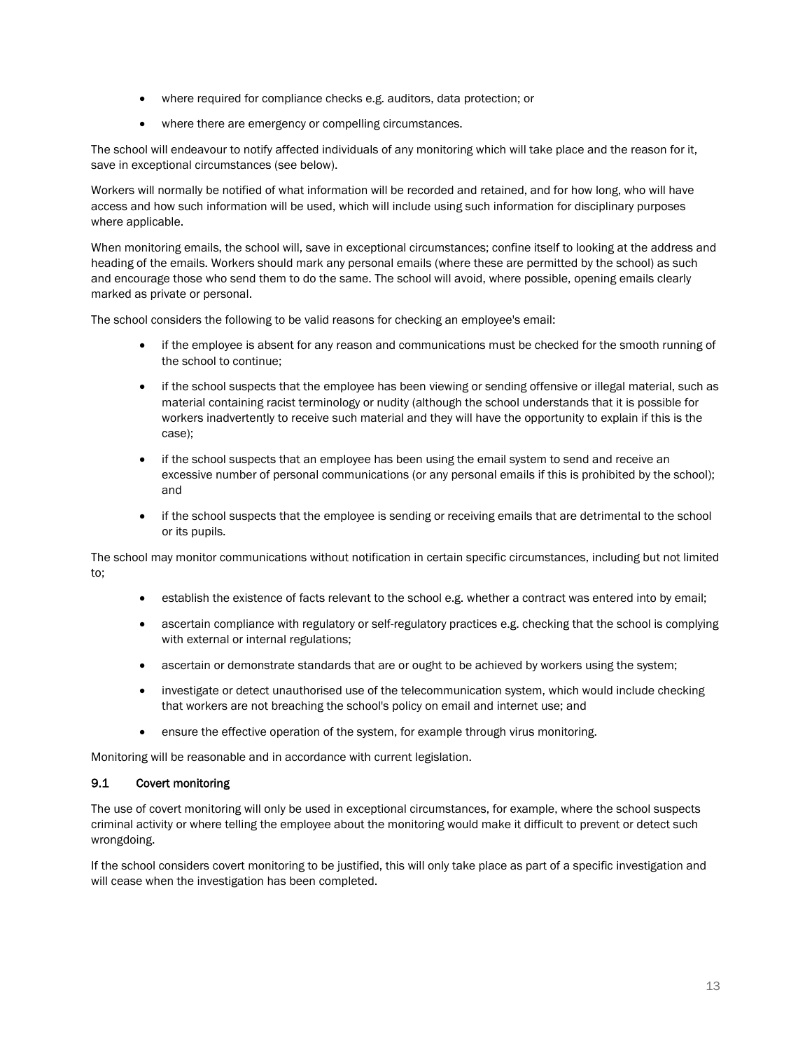- where required for compliance checks e.g. auditors, data protection; or
- where there are emergency or compelling circumstances.

The school will endeavour to notify affected individuals of any monitoring which will take place and the reason for it, save in exceptional circumstances (see below).

Workers will normally be notified of what information will be recorded and retained, and for how long, who will have access and how such information will be used, which will include using such information for disciplinary purposes where applicable.

When monitoring emails, the school will, save in exceptional circumstances; confine itself to looking at the address and heading of the emails. Workers should mark any personal emails (where these are permitted by the school) as such and encourage those who send them to do the same. The school will avoid, where possible, opening emails clearly marked as private or personal.

The school considers the following to be valid reasons for checking an employee's email:

- if the employee is absent for any reason and communications must be checked for the smooth running of the school to continue;
- if the school suspects that the employee has been viewing or sending offensive or illegal material, such as material containing racist terminology or nudity (although the school understands that it is possible for workers inadvertently to receive such material and they will have the opportunity to explain if this is the case);
- if the school suspects that an employee has been using the email system to send and receive an excessive number of personal communications (or any personal emails if this is prohibited by the school); and
- if the school suspects that the employee is sending or receiving emails that are detrimental to the school or its pupils.

The school may monitor communications without notification in certain specific circumstances, including but not limited to;

- establish the existence of facts relevant to the school e.g. whether a contract was entered into by email;
- ascertain compliance with regulatory or self-regulatory practices e.g. checking that the school is complying with external or internal regulations;
- ascertain or demonstrate standards that are or ought to be achieved by workers using the system;
- investigate or detect unauthorised use of the telecommunication system, which would include checking that workers are not breaching the school's policy on email and internet use; and
- ensure the effective operation of the system, for example through virus monitoring.

Monitoring will be reasonable and in accordance with current legislation.

### 9.1 Covert monitoring

The use of covert monitoring will only be used in exceptional circumstances, for example, where the school suspects criminal activity or where telling the employee about the monitoring would make it difficult to prevent or detect such wrongdoing.

If the school considers covert monitoring to be justified, this will only take place as part of a specific investigation and will cease when the investigation has been completed.